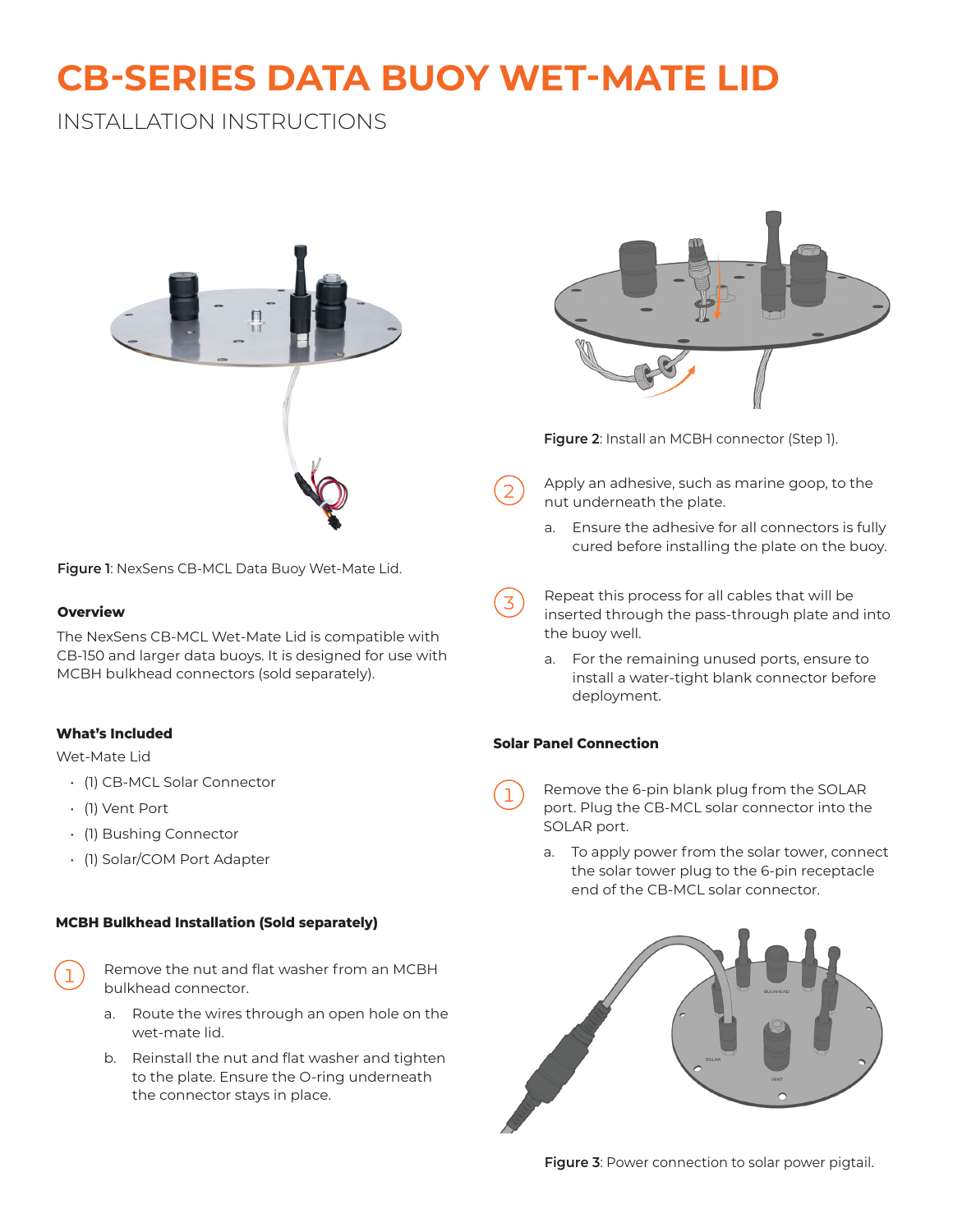# CB-SERIES DATA BUOY WET-MATE LID

INSTALLATION INSTRUCTIONS

**Figure 1**: NexSens CB-MCL Data Buoy Wet-Mate Lid.

### Overview

The NexSens CB-MCL Wet-Mate Lid is compatible with CB-150 and larger data buoys. It is designed for use with MCBH bulkhead connectors (sold separately).

### What's Included

Wet-Mate Lid

- (1) CB-MCL Solar Connector
- (1) Vent Port
- (1) Bushing Connector
- (1) Solar/COM Port Adapter

### MCBH Bulkhead Installation (Sold separately)

1. Remove the nut and flat washer from an MCBH bulkhead connector.
   a. Route the wires through an open hole on the wet-mate lid.
   b. Reinstall the nut and flat washer and tighten to the plate. Ensure the O-ring underneath the connector stays in place.

**Figure 2**: Install an MCBH connector (Step 1).

2. Apply an adhesive, such as marine goop, to the nut underneath the plate.
   a. Ensure the adhesive for all connectors is fully cured before installing the plate on the buoy.

3. Repeat this process for all cables that will be inserted through the pass-through plate and into the buoy well.
   a. For the remaining unused ports, ensure to install a water-tight blank connector before deployment.

### Solar Panel Connection

1. Remove the 6-pin blank plug from the SOLAR port. Plug the CB-MCL solar connector into the SOLAR port.
   a. To apply power from the solar tower, connect the solar tower plug to the 6-pin receptacle end of the CB-MCL solar connector.

**Figure 3**: Power connection to solar power pigtail.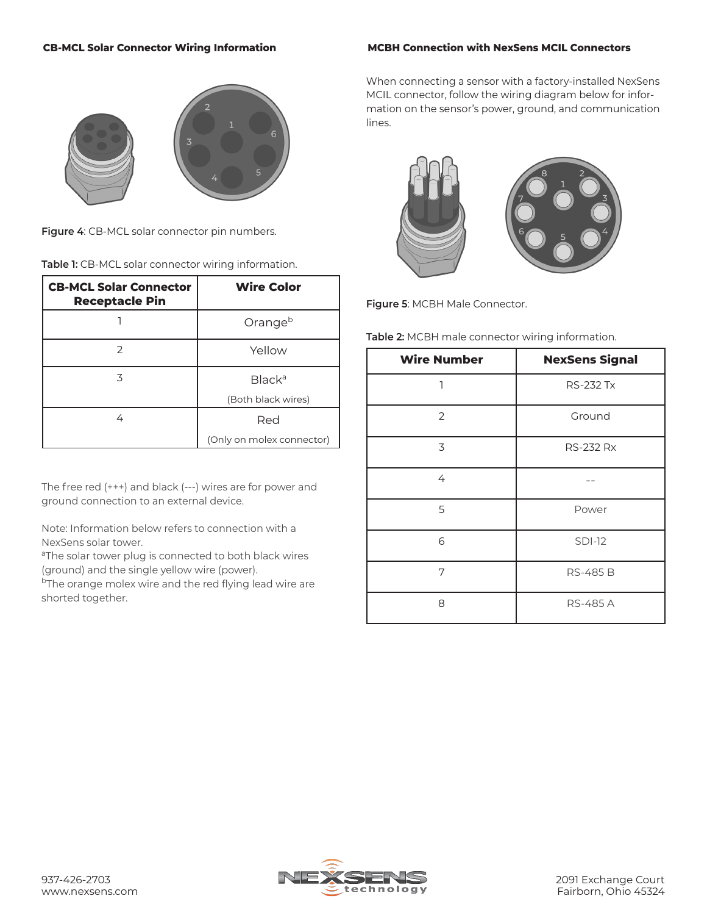## CB-MCL Solar Connector Wiring Information

2
1
6
3
5
4

**Figure 4**: CB-MCL solar connector pin numbers.

**Table 1:** CB-MCL solar connector wiring information.

| CB-MCL Solar Connector Receptacle Pin | Wire Color |
|---|---|
| 1 | Orange[b] |
| 2 | Yellow |
| 3 | Black[a] (Both black wires) |
| 4 | Red (Only on molex connector) |

The free red (+++) and black (---) wires are for power and ground connection to an external device.

Note: Information below refers to connection with a NexSens solar tower.
[a]The solar tower plug is connected to both black wires (ground) and the single yellow wire (power).
[b]The orange molex wire and the red flying lead wire are shorted together.

## MCBH Connection with NexSens MCIL Connectors

When connecting a sensor with a factory-installed NexSens MCIL connector, follow the wiring diagram below for information on the sensor's power, ground, and communication lines.

8
2
1
7
3
6
4
5

**Figure 5**: MCBH Male Connector.

**Table 2:** MCBH male connector wiring information.

| Wire Number | NexSens Signal |
|---|---|
| 1 | RS-232 Tx |
| 2 | Ground |
| 3 | RS-232 Rx |
| 4 | -- |
| 5 | Power |
| 6 | SDI-12 |
| 7 | RS-485 B |
| 8 | RS-485 A |

937-426-2703
www.nexsens.com

2091 Exchange Court
Fairborn, Ohio 45324